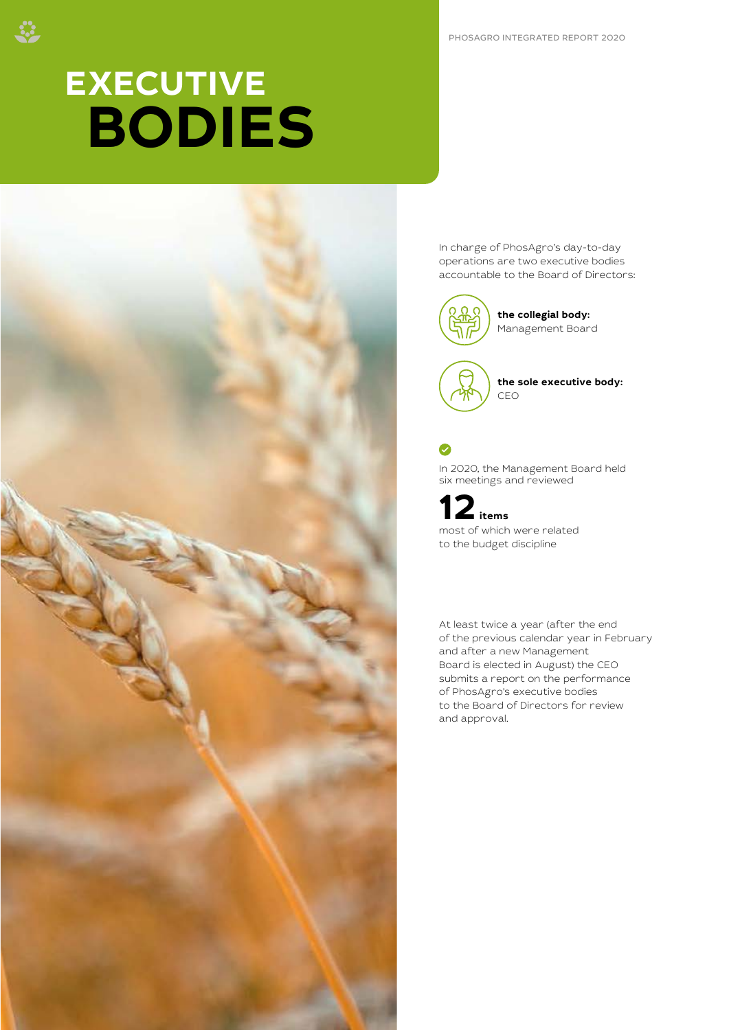# EXECUTIVE BODIES

In charge of PhosAgro's day-to-day operations are two executive bodies accountable to the Board of Directors:

**the collegial body:** Management Board

**the sole executive body:** CEO

In 2020, the Management Board held six meetings and reviewed

**12** **items**

most of which were related to the budget discipline

At least twice a year (after the end of the previous calendar year in February and after a new Management Board is elected in August) the CEO submits a report on the performance of PhosAgro's executive bodies to the Board of Directors for review and approval.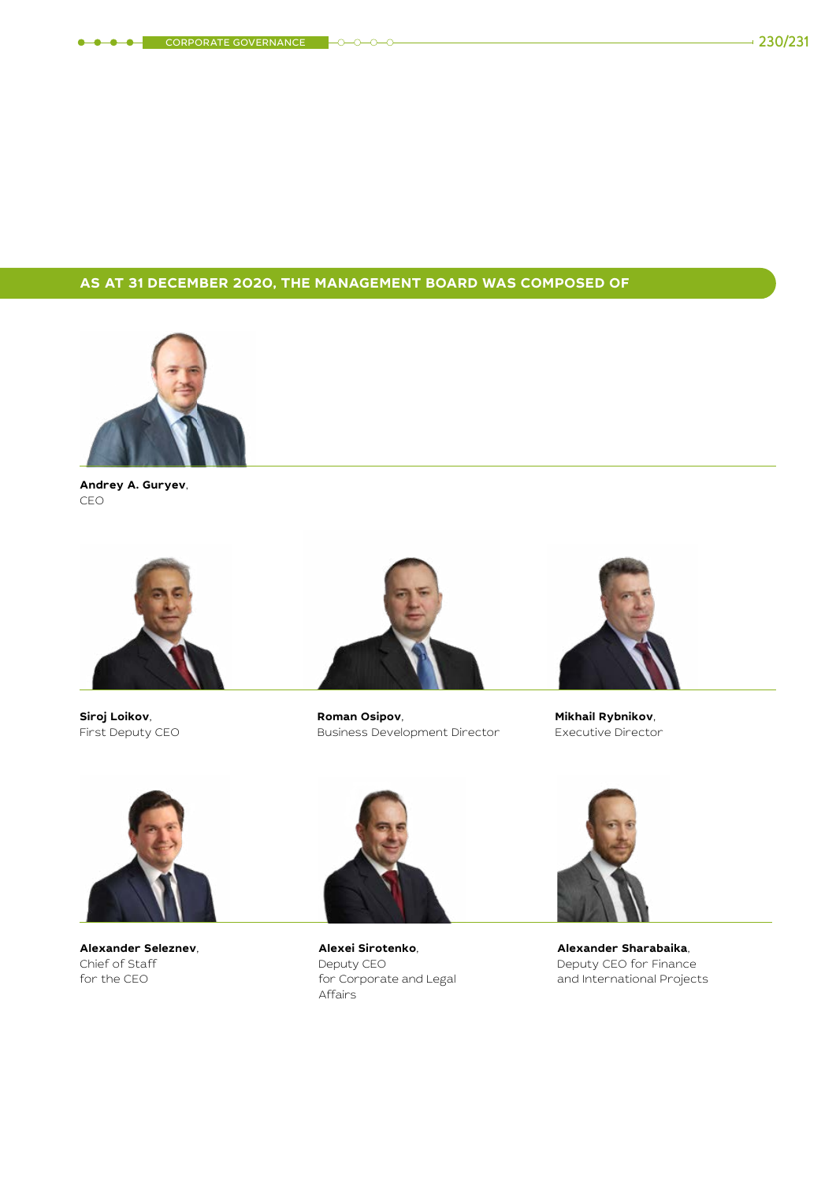## AS AT 31 DECEMBER 2020, THE MANAGEMENT BOARD WAS COMPOSED OF

**Andrey A. Guryev**,
CEO

**Siroj Loikov**,
First Deputy CEO

**Roman Osipov**,
Business Development Director

**Mikhail Rybnikov**,
Executive Director

**Alexander Seleznev**,
Chief of Staff
for the CEO

**Alexei Sirotenko**,
Deputy CEO
for Corporate and Legal
Affairs

**Alexander Sharabaika**,
Deputy CEO for Finance
and International Projects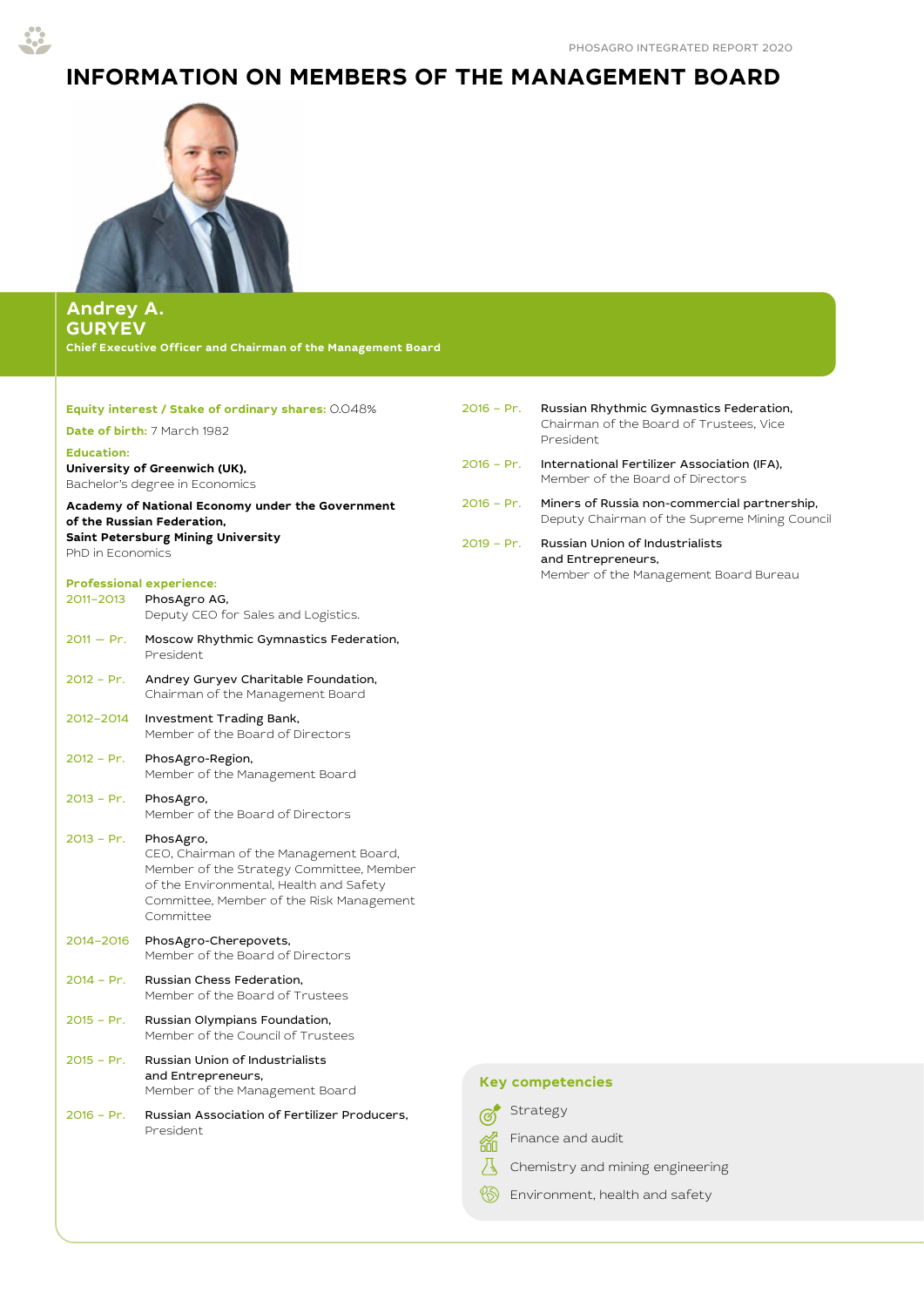# INFORMATION ON MEMBERS OF THE MANAGEMENT BOARD

## Andrey A. GURYEV

**Chief Executive Officer and Chairman of the Management Board**

**Equity interest / Stake of ordinary shares:** 0.048%

**Date of birth:** 7 March 1982

**Education:**

**University of Greenwich (UK),**
Bachelor's degree in Economics

**Academy of National Economy under the Government of the Russian Federation,**
**Saint Petersburg Mining University**
PhD in Economics

**Professional experience:**

| | |
|---|---|
| 2011–2013 | **PhosAgro AG,** Deputy CEO for Sales and Logistics. |
| 2011 – Pr. | **Moscow Rhythmic Gymnastics Federation,** President |
| 2012 – Pr. | **Andrey Guryev Charitable Foundation,** Chairman of the Management Board |
| 2012–2014 | **Investment Trading Bank,** Member of the Board of Directors |
| 2012 – Pr. | **PhosAgro-Region,** Member of the Management Board |
| 2013 – Pr. | **PhosAgro,** Member of the Board of Directors |
| 2013 – Pr. | **PhosAgro,** CEO, Chairman of the Management Board, Member of the Strategy Committee, Member of the Environmental, Health and Safety Committee, Member of the Risk Management Committee |
| 2014–2016 | **PhosAgro-Cherepovets,** Member of the Board of Directors |
| 2014 – Pr. | **Russian Chess Federation,** Member of the Board of Trustees |
| 2015 – Pr. | **Russian Olympians Foundation,** Member of the Council of Trustees |
| 2015 – Pr. | **Russian Union of Industrialists and Entrepreneurs,** Member of the Management Board |
| 2016 – Pr. | **Russian Association of Fertilizer Producers,** President |
| 2016 – Pr. | **Russian Rhythmic Gymnastics Federation,** Chairman of the Board of Trustees, Vice President |
| 2016 – Pr. | **International Fertilizer Association (IFA),** Member of the Board of Directors |
| 2016 – Pr. | **Miners of Russia non-commercial partnership,** Deputy Chairman of the Supreme Mining Council |
| 2019 – Pr. | **Russian Union of Industrialists and Entrepreneurs,** Member of the Management Board Bureau |

**Key competencies**

- Strategy
- Finance and audit
- Chemistry and mining engineering
- Environment, health and safety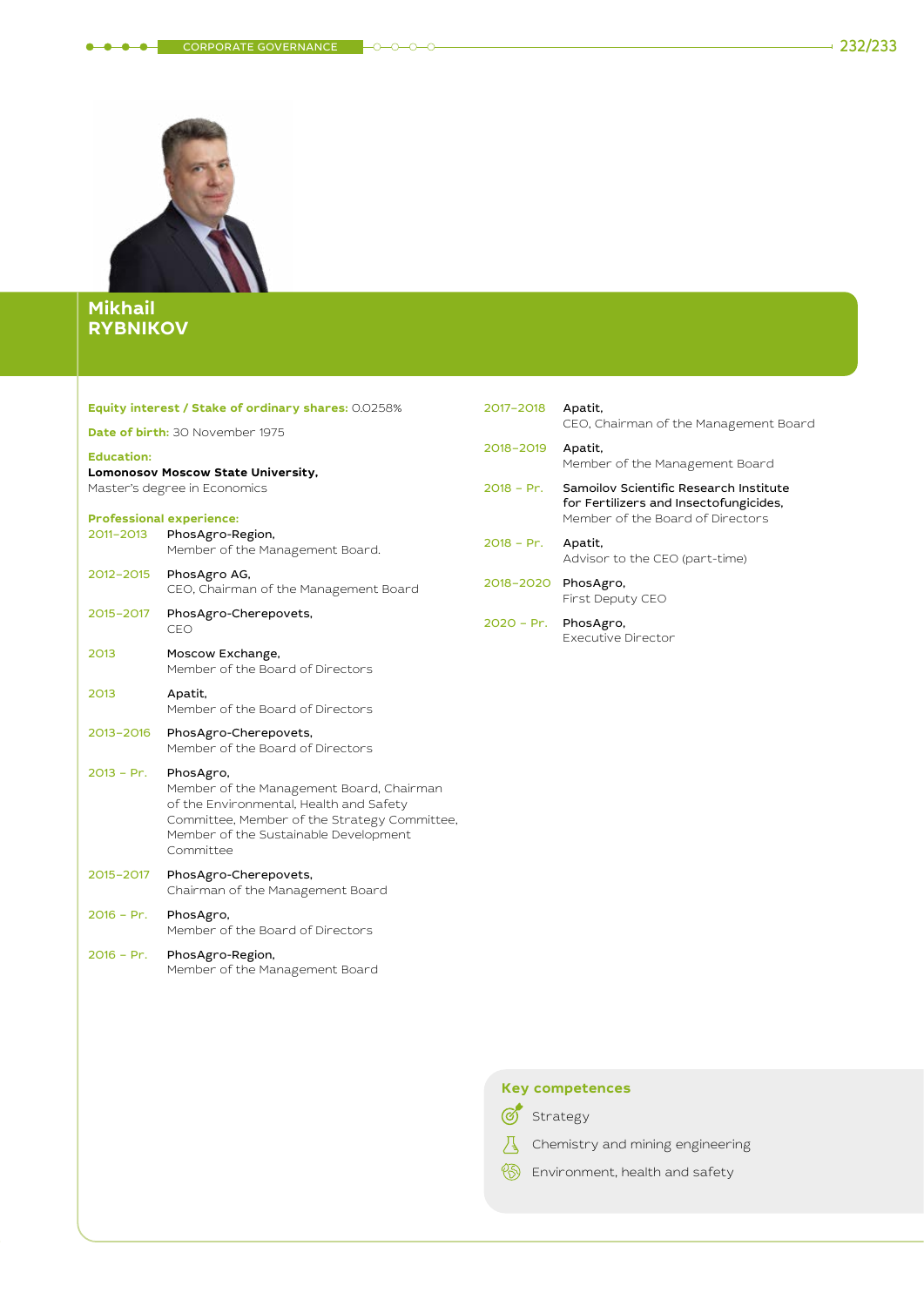# Mikhail RYBNIKOV

**Equity interest / Stake of ordinary shares:** 0.0258%

**Date of birth:** 30 November 1975

**Education:**
**Lomonosov Moscow State University,**
Master's degree in Economics

**Professional experience:**

| | |
|---|---|
| 2011–2013 | **PhosAgro-Region,** Member of the Management Board. |
| 2012–2015 | **PhosAgro AG,** CEO, Chairman of the Management Board |
| 2015–2017 | **PhosAgro-Cherepovets,** CEO |
| 2013 | **Moscow Exchange,** Member of the Board of Directors |
| 2013 | **Apatit,** Member of the Board of Directors |
| 2013–2016 | **PhosAgro-Cherepovets,** Member of the Board of Directors |
| 2013 – Pr. | **PhosAgro,** Member of the Management Board, Chairman of the Environmental, Health and Safety Committee, Member of the Strategy Committee, Member of the Sustainable Development Committee |
| 2015–2017 | **PhosAgro-Cherepovets,** Chairman of the Management Board |
| 2016 – Pr. | **PhosAgro,** Member of the Board of Directors |
| 2016 – Pr. | **PhosAgro-Region,** Member of the Management Board |
| 2017–2018 | **Apatit,** CEO, Chairman of the Management Board |
| 2018–2019 | **Apatit,** Member of the Management Board |
| 2018 – Pr. | **Samoilov Scientific Research Institute for Fertilizers and Insectofungicides,** Member of the Board of Directors |
| 2018 – Pr. | **Apatit,** Advisor to the CEO (part-time) |
| 2018–2020 | **PhosAgro,** First Deputy CEO |
| 2020 – Pr. | **PhosAgro,** Executive Director |

**Key competences**

- Strategy
- Chemistry and mining engineering
- Environment, health and safety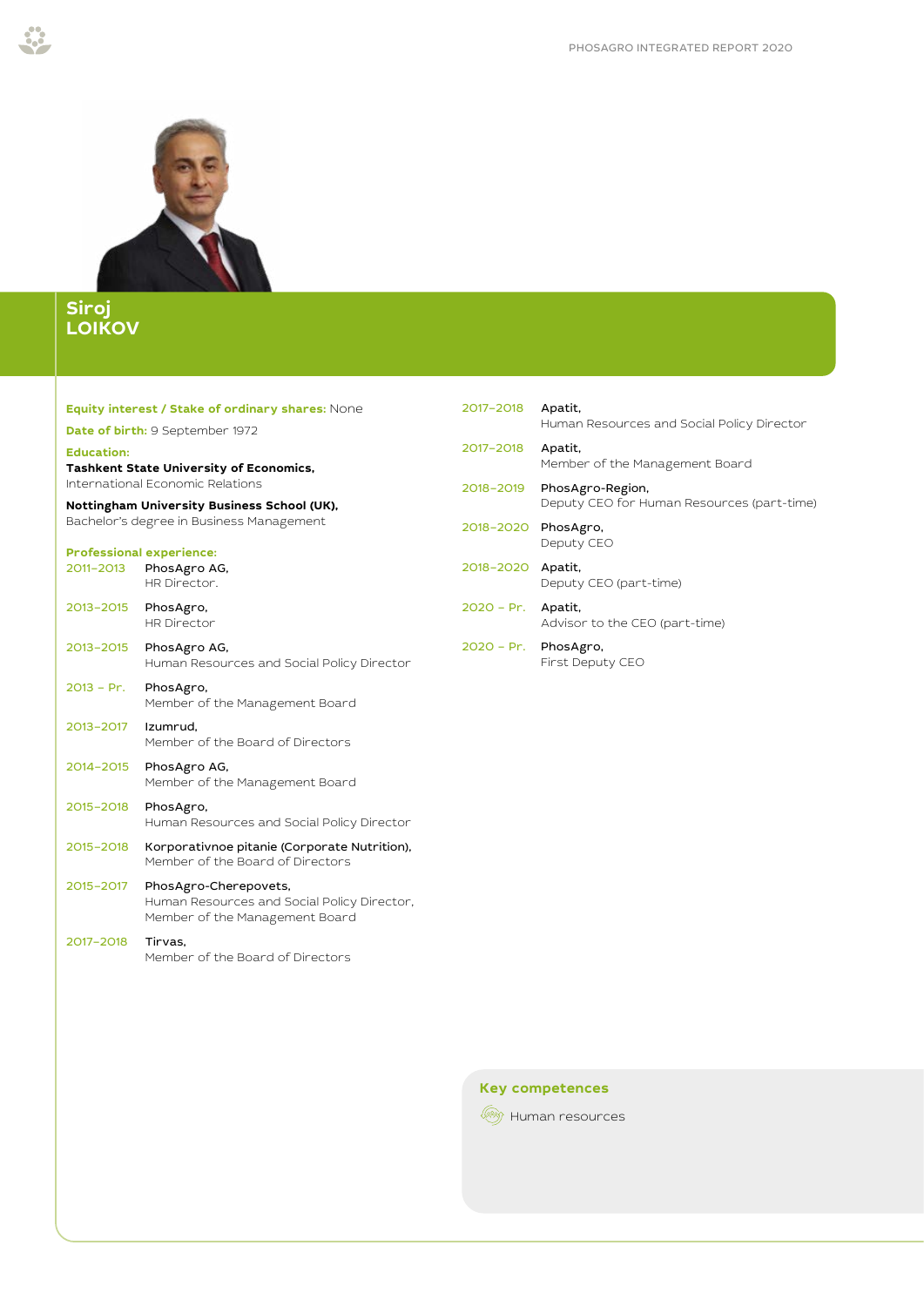# Siroj LOIKOV

**Equity interest / Stake of ordinary shares:** None

**Date of birth:** 9 September 1972

**Education:**

**Tashkent State University of Economics,**
International Economic Relations

**Nottingham University Business School (UK),**
Bachelor's degree in Business Management

**Professional experience:**

| | |
|---|---|
| 2011–2013 | **PhosAgro AG,** HR Director. |
| 2013–2015 | **PhosAgro,** HR Director |
| 2013–2015 | **PhosAgro AG,** Human Resources and Social Policy Director |
| 2013 – Pr. | **PhosAgro,** Member of the Management Board |
| 2013–2017 | **Izumrud,** Member of the Board of Directors |
| 2014–2015 | **PhosAgro AG,** Member of the Management Board |
| 2015–2018 | **PhosAgro,** Human Resources and Social Policy Director |
| 2015–2018 | **Korporativnoe pitanie (Corporate Nutrition),** Member of the Board of Directors |
| 2015–2017 | **PhosAgro-Cherepovets,** Human Resources and Social Policy Director, Member of the Management Board |
| 2017–2018 | **Tirvas,** Member of the Board of Directors |
| 2017–2018 | **Apatit,** Human Resources and Social Policy Director |
| 2017–2018 | **Apatit,** Member of the Management Board |
| 2018–2019 | **PhosAgro-Region,** Deputy CEO for Human Resources (part-time) |
| 2018–2020 | **PhosAgro,** Deputy CEO |
| 2018–2020 | **Apatit,** Deputy CEO (part-time) |
| 2020 – Pr. | **Apatit,** Advisor to the CEO (part-time) |
| 2020 – Pr. | **PhosAgro,** First Deputy CEO |

**Key competences**

Human resources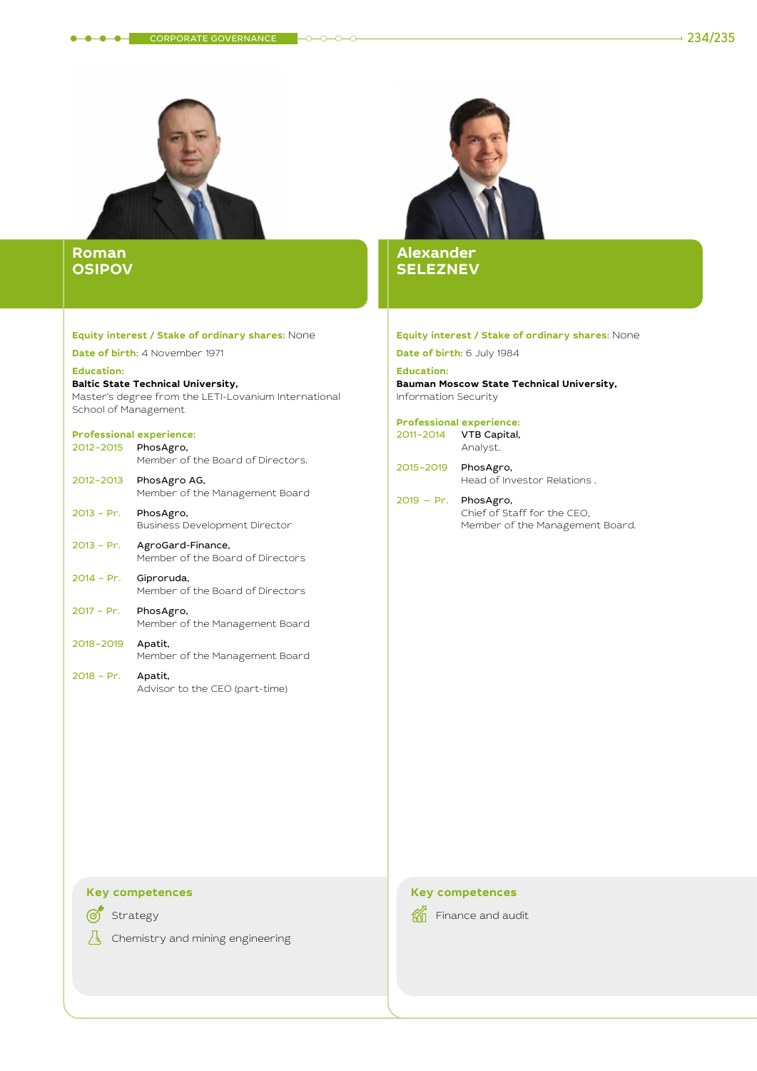## Roman OSIPOV

**Equity interest / Stake of ordinary shares:** None

**Date of birth:** 4 November 1971

**Education:**

**Baltic State Technical University,**
Master's degree from the LETI-Lovanium International School of Management

**Professional experience:**

| | |
|---|---|
| 2012–2015 | **PhosAgro,** Member of the Board of Directors. |
| 2012–2013 | **PhosAgro AG,** Member of the Management Board |
| 2013 – Pr. | **PhosAgro,** Business Development Director |
| 2013 – Pr. | **AgroGard-Finance,** Member of the Board of Directors |
| 2014 – Pr. | **Giproruda,** Member of the Board of Directors |
| 2017 – Pr. | **PhosAgro,** Member of the Management Board |
| 2018–2019 | **Apatit,** Member of the Management Board |
| 2018 – Pr. | **Apatit,** Advisor to the CEO (part-time) |

**Key competences**

- Strategy
- Chemistry and mining engineering

## Alexander SELEZNEV

**Equity interest / Stake of ordinary shares:** None

**Date of birth:** 6 July 1984

**Education:**

**Bauman Moscow State Technical University,**
Information Security

**Professional experience:**

| | |
|---|---|
| 2011–2014 | **VTB Capital,** Analyst. |
| 2015–2019 | **PhosAgro,** Head of Investor Relations . |
| 2019 – Pr. | **PhosAgro,** Chief of Staff for the CEO, Member of the Management Board. |

**Key competences**

- Finance and audit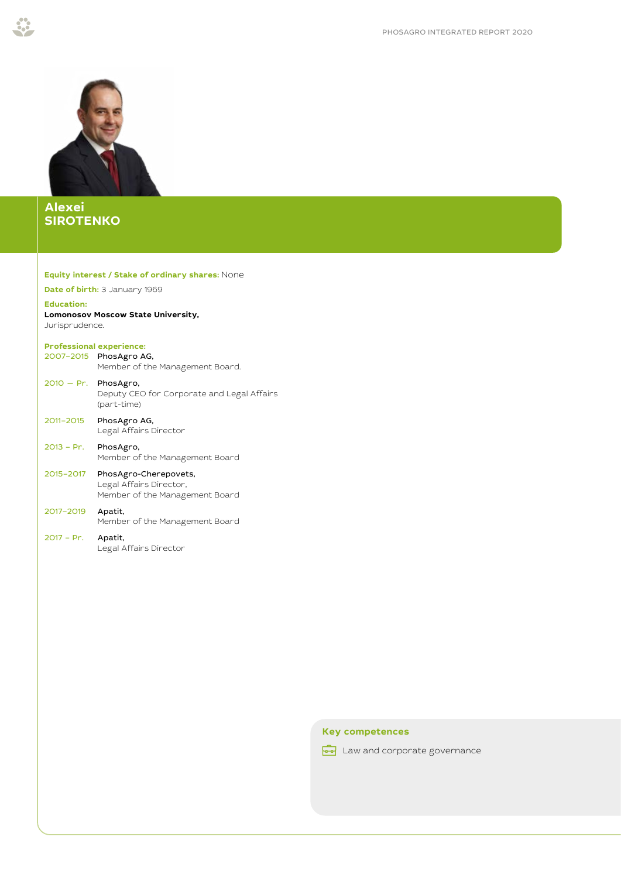## Alexei SIROTENKO

**Equity interest / Stake of ordinary shares:** None

**Date of birth:** 3 January 1969

**Education:**

**Lomonosov Moscow State University,**
Jurisprudence.

**Professional experience:**

2007–2015 **PhosAgro AG,**
Member of the Management Board.

2010 – Pr. **PhosAgro,**
Deputy CEO for Corporate and Legal Affairs (part-time)

2011–2015 **PhosAgro AG,**
Legal Affairs Director

2013 – Pr. **PhosAgro,**
Member of the Management Board

2015–2017 **PhosAgro-Cherepovets,**
Legal Affairs Director,
Member of the Management Board

2017–2019 **Apatit,**
Member of the Management Board

2017 – Pr. **Apatit,**
Legal Affairs Director

**Key competences**

Law and corporate governance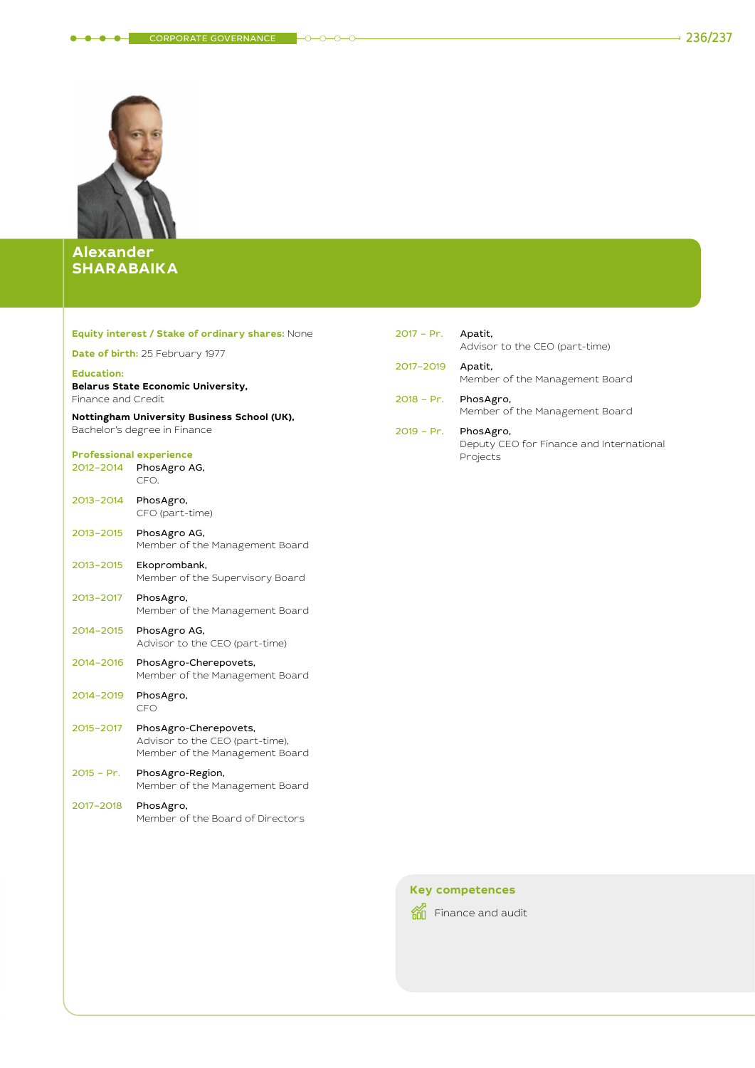## Alexander SHARABAIKA

**Equity interest / Stake of ordinary shares:** None

**Date of birth:** 25 February 1977

**Education:**

**Belarus State Economic University,**
Finance and Credit

**Nottingham University Business School (UK),**
Bachelor's degree in Finance

**Professional experience**

| | |
|---|---|
| 2012–2014 | **PhosAgro AG,** CFO. |
| 2013–2014 | **PhosAgro,** CFO (part-time) |
| 2013–2015 | **PhosAgro AG,** Member of the Management Board |
| 2013–2015 | **Ekoprombank,** Member of the Supervisory Board |
| 2013–2017 | **PhosAgro,** Member of the Management Board |
| 2014–2015 | **PhosAgro AG,** Advisor to the CEO (part-time) |
| 2014–2016 | **PhosAgro-Cherepovets,** Member of the Management Board |
| 2014–2019 | **PhosAgro,** CFO |
| 2015–2017 | **PhosAgro-Cherepovets,** Advisor to the CEO (part-time), Member of the Management Board |
| 2015 – Pr. | **PhosAgro-Region,** Member of the Management Board |
| 2017–2018 | **PhosAgro,** Member of the Board of Directors |
| 2017 – Pr. | **Apatit,** Advisor to the CEO (part-time) |
| 2017–2019 | **Apatit,** Member of the Management Board |
| 2018 – Pr. | **PhosAgro,** Member of the Management Board |
| 2019 – Pr. | **PhosAgro,** Deputy CEO for Finance and International Projects |

**Key competences**

Finance and audit